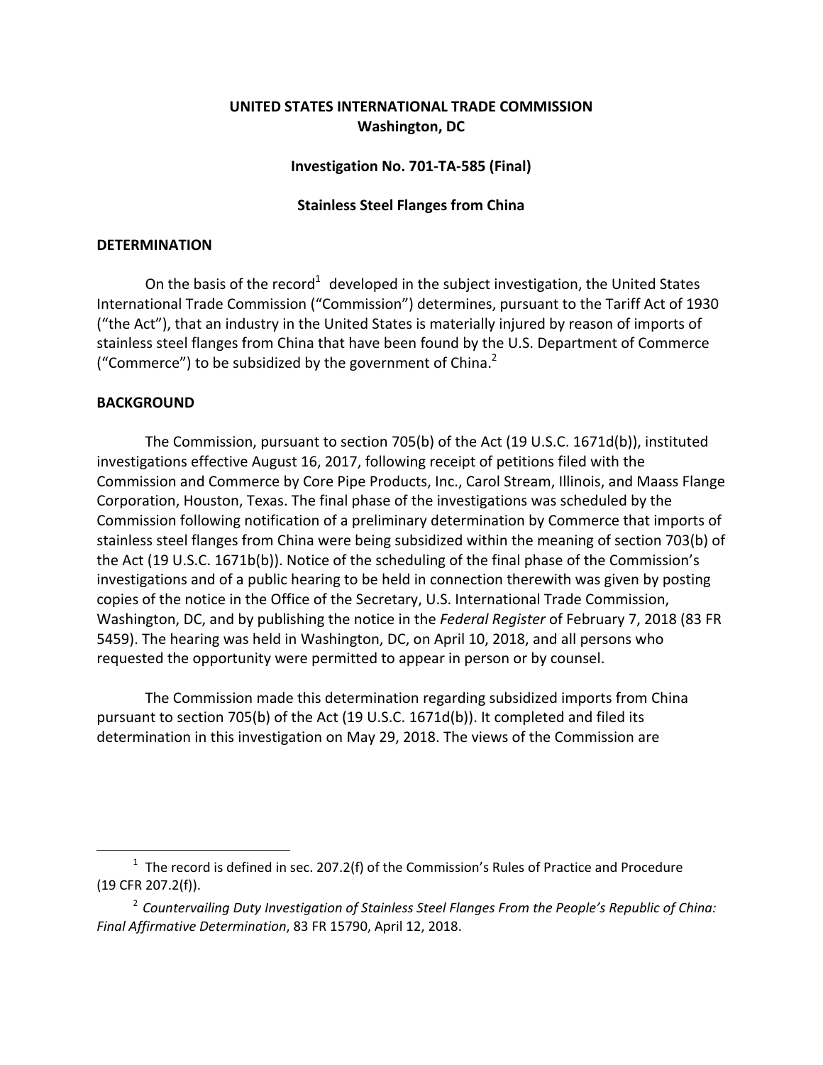**UNITED STATES INTERNATIONAL TRADE COMMISSION**
**Washington, DC**

**Investigation No. 701-TA-585 (Final)**

**Stainless Steel Flanges from China**

## DETERMINATION

On the basis of the record[1] developed in the subject investigation, the United States International Trade Commission ("Commission") determines, pursuant to the Tariff Act of 1930 ("the Act"), that an industry in the United States is materially injured by reason of imports of stainless steel flanges from China that have been found by the U.S. Department of Commerce ("Commerce") to be subsidized by the government of China.[2]

## BACKGROUND

The Commission, pursuant to section 705(b) of the Act (19 U.S.C. 1671d(b)), instituted investigations effective August 16, 2017, following receipt of petitions filed with the Commission and Commerce by Core Pipe Products, Inc., Carol Stream, Illinois, and Maass Flange Corporation, Houston, Texas. The final phase of the investigations was scheduled by the Commission following notification of a preliminary determination by Commerce that imports of stainless steel flanges from China were being subsidized within the meaning of section 703(b) of the Act (19 U.S.C. 1671b(b)). Notice of the scheduling of the final phase of the Commission's investigations and of a public hearing to be held in connection therewith was given by posting copies of the notice in the Office of the Secretary, U.S. International Trade Commission, Washington, DC, and by publishing the notice in the *Federal Register* of February 7, 2018 (83 FR 5459). The hearing was held in Washington, DC, on April 10, 2018, and all persons who requested the opportunity were permitted to appear in person or by counsel.

The Commission made this determination regarding subsidized imports from China pursuant to section 705(b) of the Act (19 U.S.C. 1671d(b)). It completed and filed its determination in this investigation on May 29, 2018. The views of the Commission are

---

[1] The record is defined in sec. 207.2(f) of the Commission's Rules of Practice and Procedure (19 CFR 207.2(f)).

[2] *Countervailing Duty Investigation of Stainless Steel Flanges From the People's Republic of China: Final Affirmative Determination*, 83 FR 15790, April 12, 2018.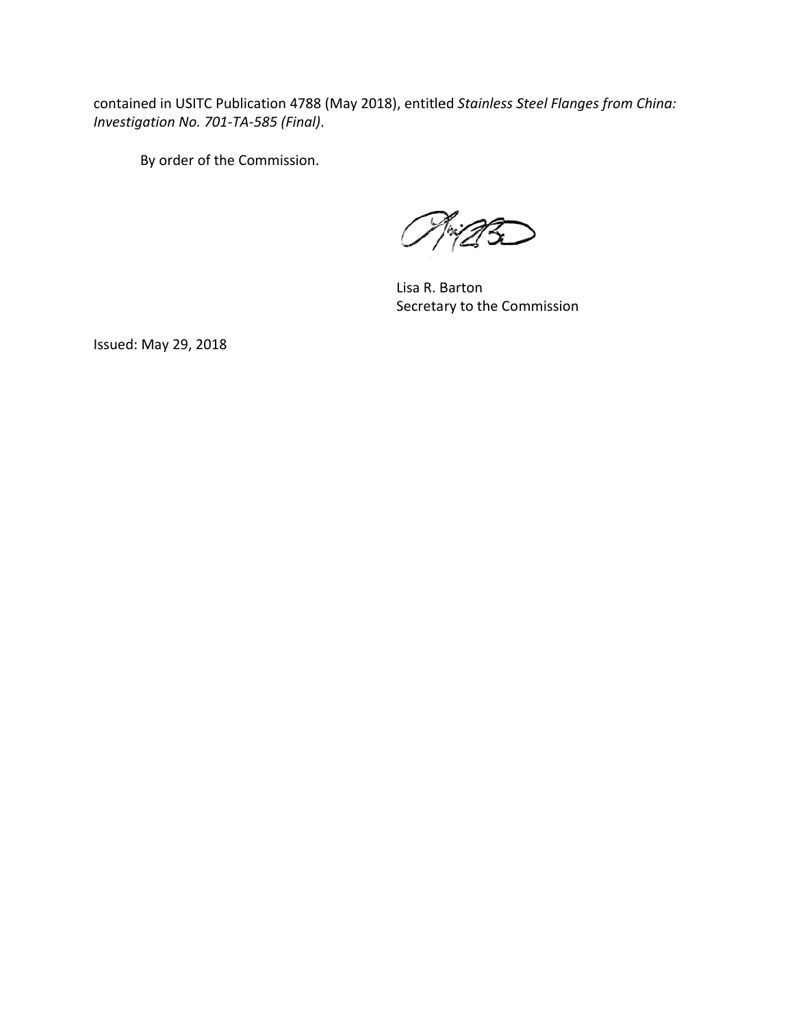contained in USITC Publication 4788 (May 2018), entitled *Stainless Steel Flanges from China: Investigation No. 701-TA-585 (Final)*.

By order of the Commission.

Lisa R. Barton
Secretary to the Commission

Issued: May 29, 2018